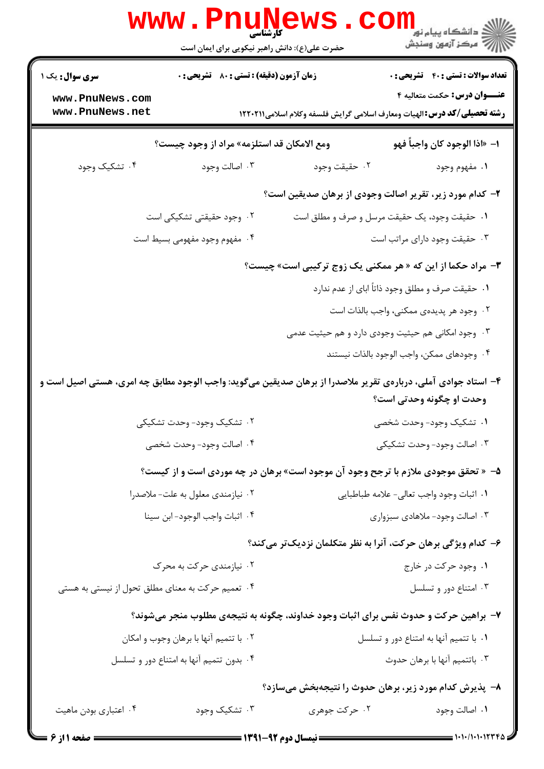**کارشناسی**

حضرت علی(ع): دانش راهبر نیکویی برای ایمان است

دانشگاه پیام نور
مرکز آزمون وسنجش

**سری سوال:** یک ۱ | **زمان آزمون (دقیقه) : تستی : ۸۰ تشریحی : ۰** | **تعداد سوالات : تستی : ۴۰ تشریحی : ۰**

**عنـــوان درس:** حکمت متعالیه ۴

**رشته تحصیلی/کد درس:** الهیات ومعارف اسلامی گرایش فلسفه وکلام اسلامی۱۲۲۰۲۱۱

**۱- «اذا الوجود کان واجباً فهو ومع الامکان قد استلزمه» مراد از وجود چیست؟**

۱. مفهوم وجود
۲. حقیقت وجود
۳. اصالت وجود
۴. تشکیک وجود

**۲- کدام مورد زیر، تقریر اصالت وجودی از برهان صدیقین است؟**

۱. حقیقت وجود، یک حقیقت مرسل و صرف و مطلق است
۲. وجود حقیقتی تشکیکی است
۳. حقیقت وجود دارای مراتب است
۴. مفهوم وجود مفهومی بسیط است

**۳- مراد حکما از این که « هر ممکنی یک زوج ترکیبی است» چیست؟**

۱. حقیقت صرف و مطلق وجود ذاتاً ابای از عدم ندارد
۲. وجود هر پدیده‌ی ممکنی، واجب بالذات است
۳. وجود امکانی هم حیثیت وجودی دارد و هم حیثیت عدمی
۴. وجودهای ممکن، واجب الوجود بالذات نیستند

**۴- استاد جوادی آملی، درباره‌ی تقریر ملاصدرا از برهان صدیقین می‌گوید: واجب الوجود مطابق چه امری، هستی اصیل است و وحدت او چگونه وحدتی است؟**

۱. تشکیک وجود- وحدت شخصی
۲. تشکیک وجود- وحدت تشکیکی
۳. اصالت وجود- وحدت تشکیکی
۴. اصالت وجود- وحدت شخصی

**۵- « تحقق موجودی ملازم با ترجح وجود آن موجود است» برهان در چه موردی است و از کیست؟**

۱. اثبات وجود واجب تعالی- علامه طباطبایی
۲. نیازمندی معلول به علت- ملاصدرا
۳. اصالت وجود- ملاهادی سبزواری
۴. اثبات واجب الوجود- ابن سینا

**۶- کدام ویژگی برهان حرکت، آنرا به نظر متکلمان نزدیک‌تر می‌کند؟**

۱. وجود حرکت در خارج
۲. نیازمندی حرکت به محرک
۳. امتناع دور و تسلسل
۴. تعمیم حرکت به معنای مطلق تحول از نیستی به هستی

**۷- براهین حرکت و حدوث نفس برای اثبات وجود خداوند، چگونه به نتیجه‌ی مطلوب منجر می‌شوند؟**

۱. با تتمیم آنها به امتناع دور و تسلسل
۲. با تتمیم آنها با برهان وجوب و امکان
۳. باتتمیم آنها با برهان حدوث
۴. بدون تتمیم آنها به امتناع دور و تسلسل

**۸- پذیرش کدام مورد زیر، برهان حدوث را نتیجه‌بخش می‌سازد؟**

۱. اصالت وجود
۲. حرکت جوهری
۳. تشکیک وجود
۴. اعتباری بودن ماهیت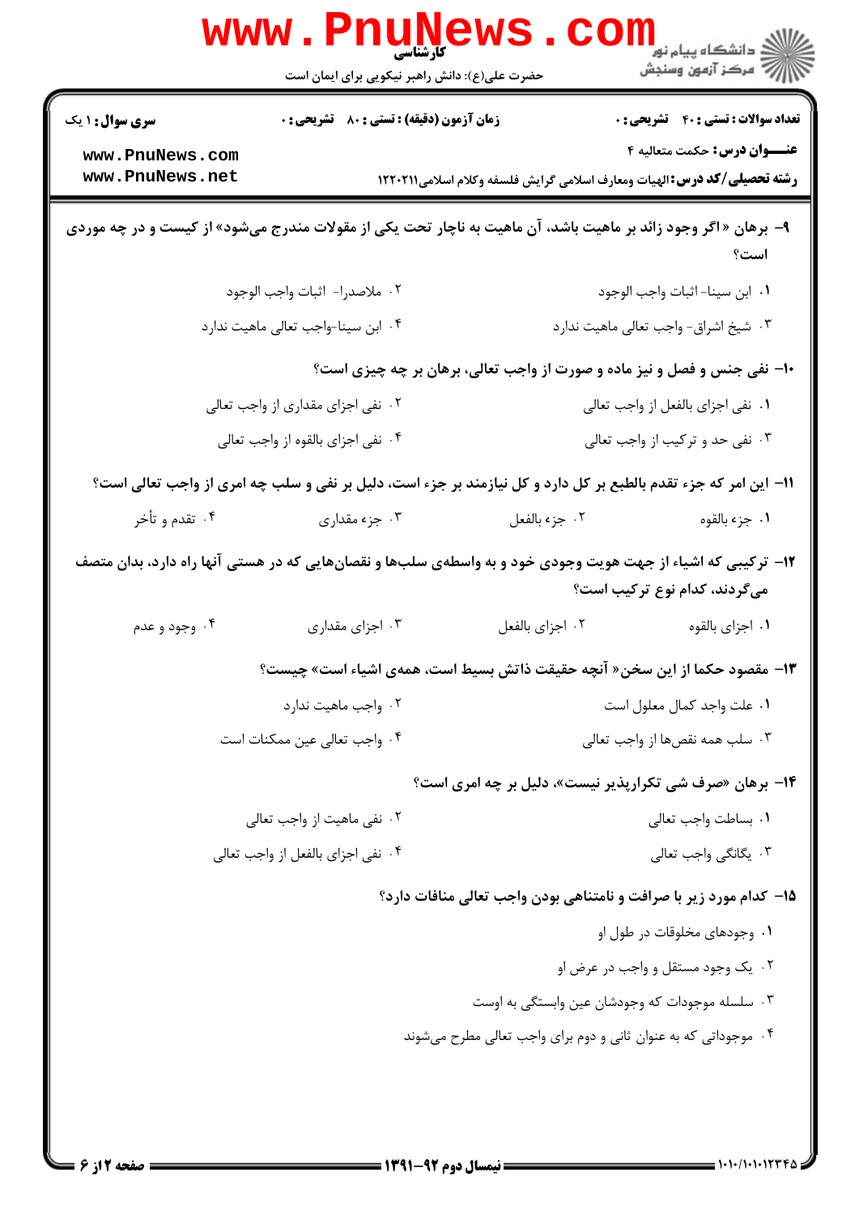۹- برهان « اگر وجود زائد بر ماهیت باشد، آن ماهیت به ناچار تحت یکی از مقولات مندرج می‌شود» از کیست و در چه موردی است؟

۱. ابن سینا- اثبات واجب الوجود

۲. ملاصدرا- اثبات واجب الوجود

۳. شیخ اشراق- واجب تعالی ماهیت ندارد

۴. ابن سینا-واجب تعالی ماهیت ندارد

۱۰- نفی جنس و فصل و نیز ماده و صورت از واجب تعالی، برهان بر چه چیزی است؟

۱. نفی اجزای بالفعل از واجب تعالی

۲. نفی اجزای مقداری از واجب تعالی

۳. نفی حد و ترکیب از واجب تعالی

۴. نفی اجزای بالقوه از واجب تعالی

۱۱- این امر که جزء تقدم بالطبع بر کل دارد و کل نیازمند بر جزء است، دلیل بر نفی و سلب چه امری از واجب تعالی است؟

۱. جزء بالقوه

۲. جزء بالفعل

۳. جزء مقداری

۴. تقدم و تأخر

۱۲- ترکیبی که اشیاء از جهت هویت وجودی خود و به واسطه‌ی سلب‌ها و نقصان‌هایی که در هستی آنها راه دارد، بدان متصف می‌گردند، کدام نوع ترکیب است؟

۱. اجزای بالقوه

۲. اجزای بالفعل

۳. اجزای مقداری

۴. وجود و عدم

۱۳- مقصود حکما از این سخن« آنچه حقیقت ذاتش بسیط است، همه‌ی اشیاء است» چیست؟

۱. علت واجد کمال معلول است

۲. واجب ماهیت ندارد

۳. سلب همه نقص‌ها از واجب تعالی

۴. واجب تعالی عین ممکنات است

۱۴- برهان «صرف شی تکرارپذیر نیست»، دلیل بر چه امری است؟

۱. بساطت واجب تعالی

۲. نفی ماهیت از واجب تعالی

۳. یگانگی واجب تعالی

۴. نفی اجزای بالفعل از واجب تعالی

۱۵- کدام مورد زیر با صرافت و نامتناهی بودن واجب تعالی منافات دارد؟

۱. وجودهای مخلوقات در طول او

۲. یک وجود مستقل و واجب در عرض او

۳. سلسله موجودات که وجودشان عین وابستگی به اوست

۴. موجوداتی که به عنوان ثانی و دوم برای واجب تعالی مطرح می‌شوند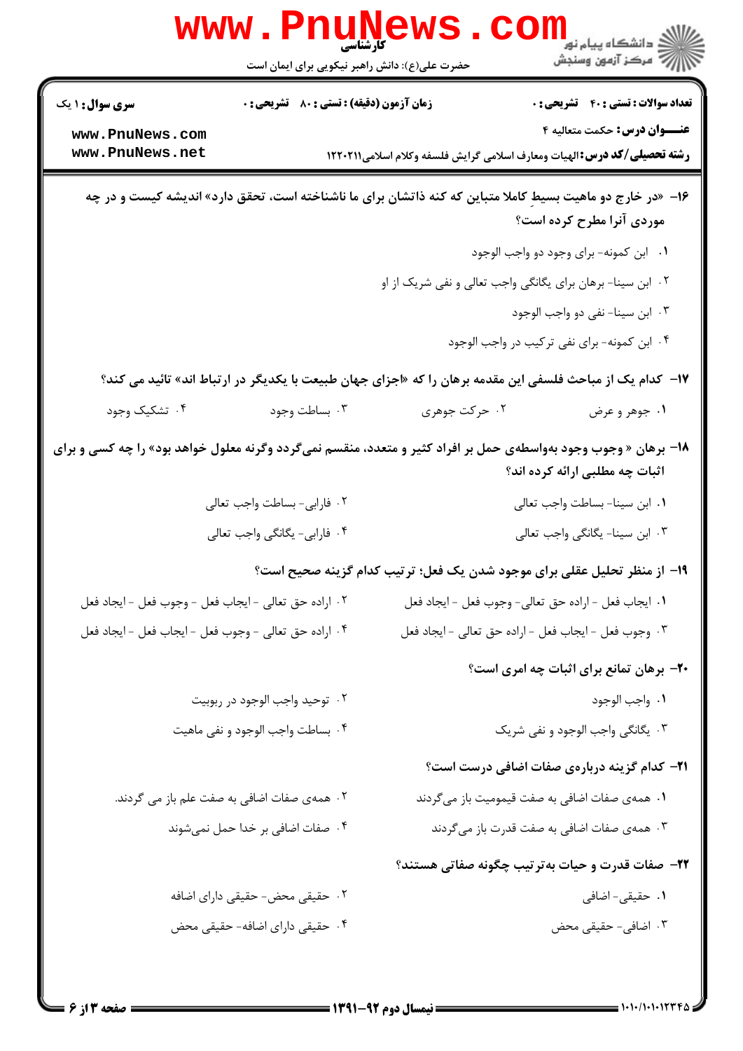۱۶- «در خارج دو ماهیت بسیطِ کاملا متباین که کنه ذاتشان برای ما ناشناخته است، تحقق دارد» اندیشه کیست و در چه موردی آنرا مطرح کرده است؟

۱. ابن کمونه- برای وجود دو واجب الوجود

۲. ابن سینا- برهان برای یگانگی واجب تعالی و نفی شریک از او

۳. ابن سینا- نفی دو واجب الوجود

۴. ابن کمونه- برای نفی ترکیب در واجب الوجود

۱۷- کدام یک از مباحث فلسفی این مقدمه برهان را که «اجزای جهان طبیعت با یکدیگر در ارتباط اند» تائید می کند؟

۱. جوهر و عرض

۲. حرکت جوهری

۳. بساطت وجود

۴. تشکیک وجود

۱۸- برهان « وجوب وجود به‌واسطه‌ی حمل بر افراد کثیر و متعدد، منقسم نمی‌گردد وگرنه معلول خواهد بود» را چه کسی و برای اثبات چه مطلبی ارائه کرده اند؟

۱. ابن سینا- بساطت واجب تعالی

۲. فارابی- بساطت واجب تعالی

۳. ابن سینا- یگانگی واجب تعالی

۴. فارابی- یگانگی واجب تعالی

۱۹- از منظر تحلیل عقلی برای موجود شدن یک فعل؛ ترتیب کدام گزینه صحیح است؟

۱. ایجاب فعل - اراده حق تعالی- وجوب فعل - ایجاد فعل

۲. اراده حق تعالی - ایجاب فعل - وجوب فعل - ایجاد فعل

۳. وجوب فعل - ایجاب فعل - اراده حق تعالی - ایجاد فعل

۴. اراده حق تعالی - وجوب فعل - ایجاب فعل - ایجاد فعل

۲۰- برهان تمانع برای اثبات چه امری است؟

۱. واجب الوجود

۲. توحید واجب الوجود در ربوبیت

۳. یگانگی واجب الوجود و نفی شریک

۴. بساطت واجب الوجود و نفی ماهیت

۲۱- کدام گزینه درباره‌ی صفات اضافی درست است؟

۱. همه‌ی صفات اضافی به صفت قیمومیت باز می‌گردند

۲. همه‌ی صفات اضافی به صفت علم باز می گردند.

۳. همه‌ی صفات اضافی به صفت قدرت باز می‌گردند

۴. صفات اضافی بر خدا حمل نمی‌شوند

۲۲- صفات قدرت و حیات به‌ترتیب چگونه صفاتی هستند؟

۱. حقیقی- اضافی

۲. حقیقی محض- حقیقی دارای اضافه

۳. اضافی- حقیقی محض

۴. حقیقی دارای اضافه- حقیقی محض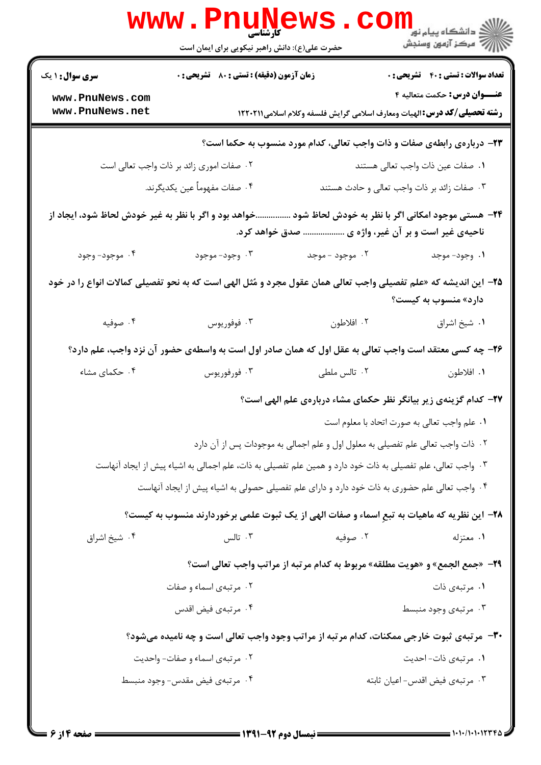**۲۳- دربارهٔ رابطهٔ صفات و ذات واجب تعالی، کدام مورد منسوب به حکما است؟**

۱. صفات عین ذات واجب تعالی هستند

۲. صفات اموری زائد بر ذات واجب تعالی است

۳. صفات زائد بر ذات واجب تعالی و حادث هستند

۴. صفات مفهوماً عین یکدیگرند.

**۲۴- هستی موجود امکانی اگر با نظر به خودش لحاظ شود ................خواهد بود و اگر با نظر به غیر خودش لحاظ شود، ایجاد از ناحیهٔ غیر است و بر آن غیر، واژه ی .................. صدق خواهد کرد.**

۱. وجود- موجد

۲. موجود - موجد

۳. وجود- موجود

۴. موجود- وجود

**۲۵- این اندیشه که «علم تفصیلی واجب تعالی همان عقول مجرد و مُثُل الهی است که به نحو تفصیلی کمالات انواع را در خود دارد» منسوب به کیست؟**

۱. شیخ اشراق

۲. افلاطون

۳. فوفوریوس

۴. صوفیه

**۲۶- چه کسی معتقد است واجب تعالی به عقل اول که همان صادر اول است به واسطهٔ حضور آن نزد واجب، علم دارد؟**

۱. افلاطون

۲. تالس ملطی

۳. فورفوریوس

۴. حکمای مشاء

**۲۷- کدام گزینهٔ زیر بیانگر نظر حکمای مشاء دربارهٔ علم الهی است؟**

۱. علم واجب تعالی به صورت اتحاد با معلوم است

۲. ذات واجب تعالی علم تفصیلی به معلول اول و علم اجمالی به موجودات پس از آن دارد

۳. واجب تعالی، علم تفصیلی به ذات خود دارد و همین علم تفصیلی به ذات، علم اجمالی به اشیاء پیش از ایجاد آنهاست

۴. واجب تعالی علم حضوری به ذات خود دارد و دارای علم تفصیلی حصولی به اشیاء پیش از ایجاد آنهاست

**۲۸- این نظریه که ماهیات به تبعِ اسماء و صفات الهی از یک ثبوت علمی برخوردارند منسوب به کیست؟**

۱. معتزله

۲. صوفیه

۳. تالس

۴. شیخ اشراق

**۲۹- «جمع الجمع» و «هویت مطلقه» مربوط به کدام مرتبه از مراتب واجب تعالی است؟**

۱. مرتبهٔ ذات

۲. مرتبهٔ اسماء و صفات

۳. مرتبهٔ وجود منبسط

۴. مرتبهٔ فیض اقدس

**۳۰- مرتبهٔ ثبوت خارجی ممکنات، کدام مرتبه از مراتب وجود واجب تعالی است و چه نامیده می‌شود؟**

۱. مرتبهٔ ذات- احدیت

۲. مرتبهٔ اسماء و صفات- واحدیت

۳. مرتبهٔ فیض اقدس- اعیان ثابته

۴. مرتبهٔ فیض مقدس- وجود منبسط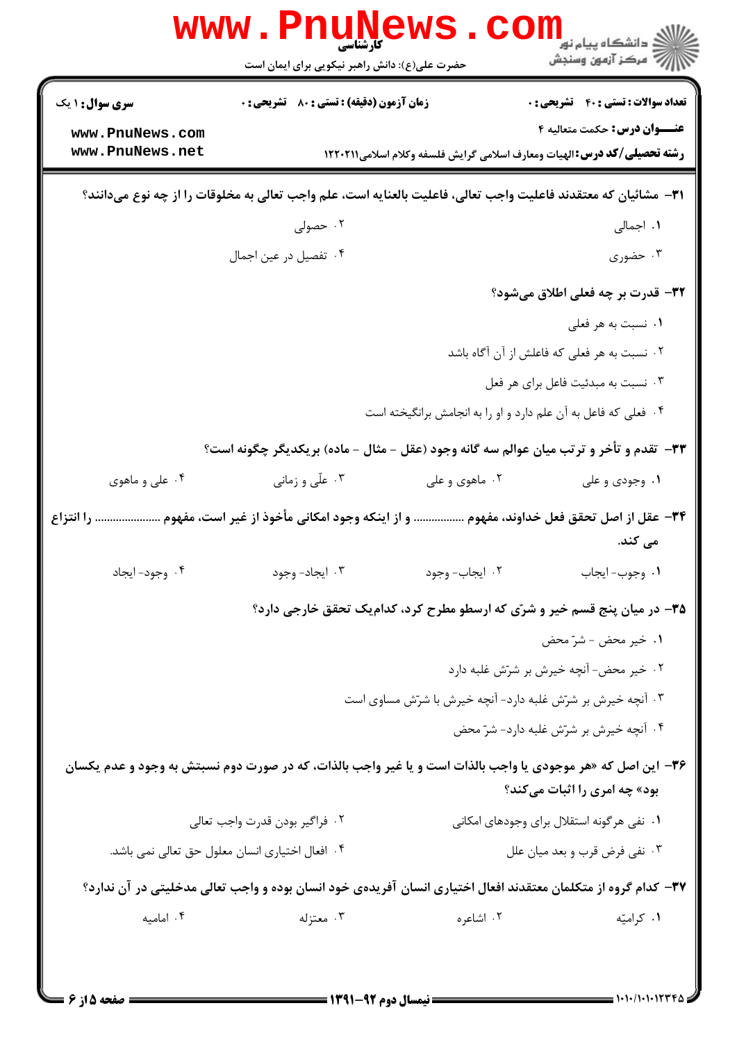۳۱– مشائیان که معتقدند فاعلیت واجب تعالی، فاعلیت بالعنایه است، علم واجب تعالی به مخلوقات را از چه نوع می‌دانند؟

۱. اجمالی
۲. حصولی
۳. حضوری
۴. تفصیل در عین اجمال

۳۲– قدرت بر چه فعلی اطلاق می‌شود؟

۱. نسبت به هر فعلی
۲. نسبت به هر فعلی که فاعلش از آن آگاه باشد
۳. نسبت به مبدئیت فاعل برای هر فعل
۴. فعلی که فاعل به آن علم دارد و او را به انجامش برانگیخته است

۳۳– تقدم و تأخر و ترتب میان عوالم سه گانه وجود (عقل – مثال – ماده) بریکدیگر چگونه است؟

۱. وجودی و علی
۲. ماهوی و علی
۳. علّی و زمانی
۴. علی و ماهوی

۳۴– عقل از اصل تحقق فعل خداوند، مفهوم ................ و از اینکه وجود امکانی مأخوذ از غیر است، مفهوم ..................... را انتزاع می کند.

۱. وجوب- ایجاب
۲. ایجاب- وجود
۳. ایجاد- وجود
۴. وجود- ایجاد

۳۵– در میان پنج قسم خیر و شرّی که ارسطو مطرح کرد، کدام‌یک تحقق خارجی دارد؟

۱. خیر محض - شرّ محض
۲. خیر محض- آنچه خیرش بر شرّش غلبه دارد
۳. آنچه خیرش بر شرّش غلبه دارد- آنچه خیرش با شرّش مساوی است
۴. آنچه خیرش بر شرّش غلبه دارد- شرّ محض

۳۶– این اصل که «هر موجودی یا واجب بالذات است و یا غیر واجب بالذات، که در صورت دوم نسبتش به وجود و عدم یکسان بود» چه امری را اثبات می‌کند؟

۱. نفی هرگونه استقلال برای وجودهای امکانی
۲. فراگیر بودن قدرت واجب تعالی
۳. نفی فرض قرب و بعد میان علل
۴. افعال اختیاری انسان معلول حق تعالی نمی باشد.

۳۷– کدام گروه از متکلمان معتقدند افعال اختیاری انسان آفریده‌ی خود انسان بوده و واجب تعالی مدخلیتی در آن ندارد؟

۱. کرامیّه
۲. اشاعره
۳. معتزله
۴. امامیه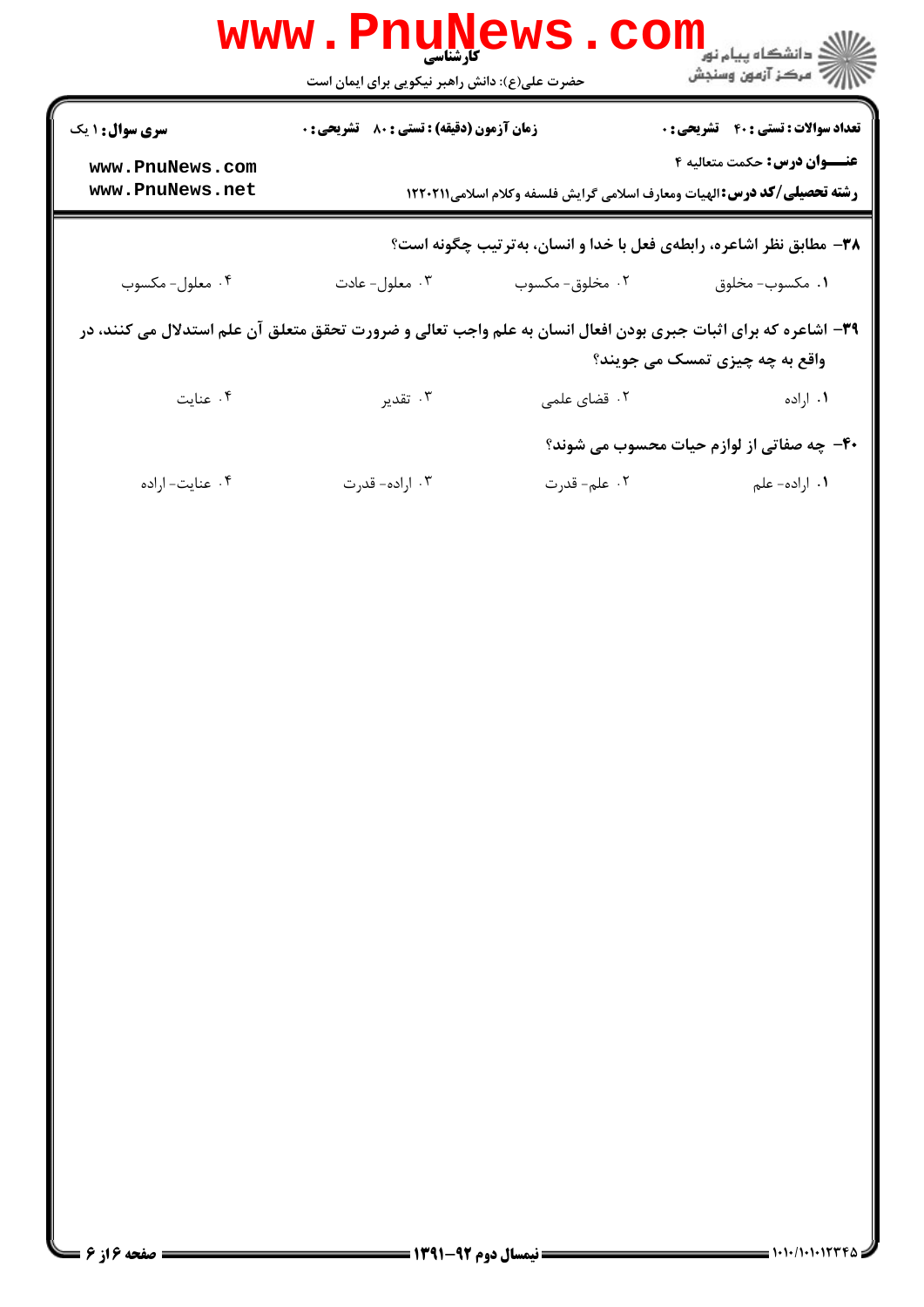**۳۸- مطابق نظر اشاعره، رابطه‌ی فعل با خدا و انسان، به‌ترتیب چگونه است؟**

۱. مکسوب- مخلوق

۲. مخلوق- مکسوب

۳. معلول- عادت

۴. معلول- مکسوب

**۳۹- اشاعره که برای اثبات جبری بودن افعال انسان به علم واجب تعالی و ضرورت تحقق متعلق آن علم استدلال می کنند، در واقع به چه چیزی تمسک می جویند؟**

۱. اراده

۲. قضای علمی

۳. تقدیر

۴. عنایت

**۴۰- چه صفاتی از لوازم حیات محسوب می شوند؟**

۱. اراده- علم

۲. علم- قدرت

۳. اراده- قدرت

۴. عنایت- اراده